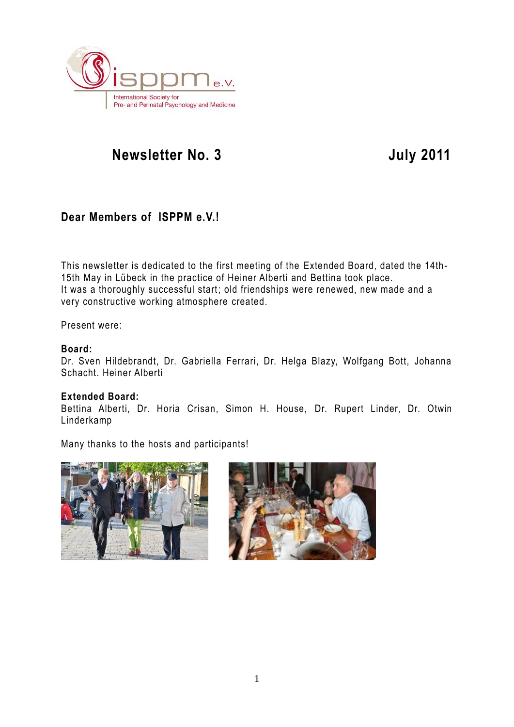isppm e.V.

International Society for Pre- and Perinatal Psychology and Medicine

# Newsletter No. 3 July 2011

## Dear Members of ISPPM e.V.!

This newsletter is dedicated to the first meeting of the Extended Board, dated the 14th-15th May in Lübeck in the practice of Heiner Alberti and Bettina took place.
It was a thoroughly successful start; old friendships were renewed, new made and a very constructive working atmosphere created.

Present were:

**Board:**
Dr. Sven Hildebrandt, Dr. Gabriella Ferrari, Dr. Helga Blazy, Wolfgang Bott, Johanna Schacht. Heiner Alberti

**Extended Board:**
Bettina Alberti, Dr. Horia Crisan, Simon H. House, Dr. Rupert Linder, Dr. Otwin Linderkamp

Many thanks to the hosts and participants!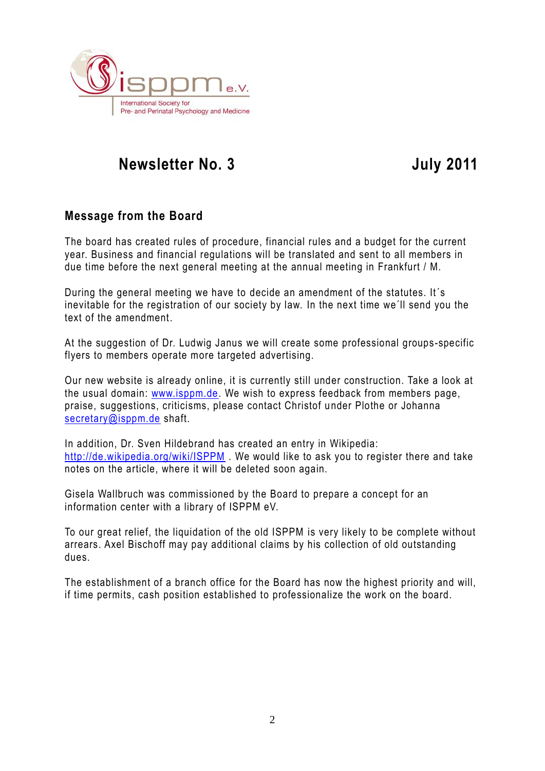isppm e.V.

International Society for Pre- and Perinatal Psychology and Medicine

# Newsletter No. 3 July 2011

## Message from the Board

The board has created rules of procedure, financial rules and a budget for the current year. Business and financial regulations will be translated and sent to all members in due time before the next general meeting at the annual meeting in Frankfurt / M.

During the general meeting we have to decide an amendment of the statutes. It´s inevitable for the registration of our society by law. In the next time we´ll send you the text of the amendment.

At the suggestion of Dr. Ludwig Janus we will create some professional groups-specific flyers to members operate more targeted advertising.

Our new website is already online, it is currently still under construction. Take a look at the usual domain: www.isppm.de. We wish to express feedback from members page, praise, suggestions, criticisms, please contact Christof under Plothe or Johanna secretary@isppm.de shaft.

In addition, Dr. Sven Hildebrand has created an entry in Wikipedia: http://de.wikipedia.org/wiki/ISPPM . We would like to ask you to register there and take notes on the article, where it will be deleted soon again.

Gisela Wallbruch was commissioned by the Board to prepare a concept for an information center with a library of ISPPM eV.

To our great relief, the liquidation of the old ISPPM is very likely to be complete without arrears. Axel Bischoff may pay additional claims by his collection of old outstanding dues.

The establishment of a branch office for the Board has now the highest priority and will, if time permits, cash position established to professionalize the work on the board.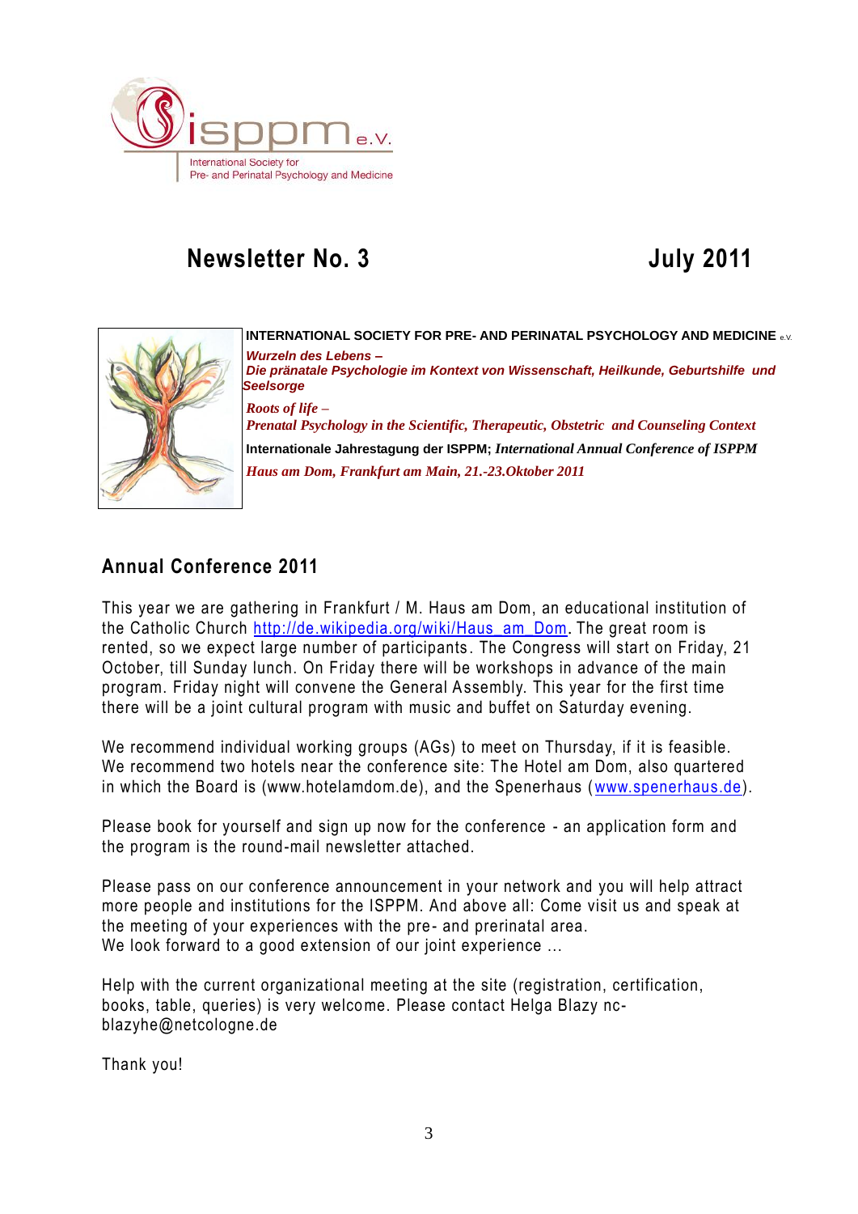isppm e.V.

International Society for
Pre- and Perinatal Psychology and Medicine

# Newsletter No. 3 July 2011

**INTERNATIONAL SOCIETY FOR PRE- AND PERINATAL PSYCHOLOGY AND MEDICINE** e.V.

***Wurzeln des Lebens –***
***Die pränatale Psychologie im Kontext von Wissenschaft, Heilkunde, Geburtshilfe und Seelsorge***

***Roots of life –***
***Prenatal Psychology in the Scientific, Therapeutic, Obstetric and Counseling Context***

**Internationale Jahrestagung der ISPPM;** ***International Annual Conference of ISPPM***

***Haus am Dom, Frankfurt am Main, 21.-23.Oktober 2011***

## Annual Conference 2011

This year we are gathering in Frankfurt / M. Haus am Dom, an educational institution of the Catholic Church http://de.wikipedia.org/wiki/Haus_am_Dom. The great room is rented, so we expect large number of participants. The Congress will start on Friday, 21 October, till Sunday lunch. On Friday there will be workshops in advance of the main program. Friday night will convene the General Assembly. This year for the first time there will be a joint cultural program with music and buffet on Saturday evening.

We recommend individual working groups (AGs) to meet on Thursday, if it is feasible. We recommend two hotels near the conference site: The Hotel am Dom, also quartered in which the Board is (www.hotelamdom.de), and the Spenerhaus (www.spenerhaus.de).

Please book for yourself and sign up now for the conference - an application form and the program is the round-mail newsletter attached.

Please pass on our conference announcement in your network and you will help attract more people and institutions for the ISPPM. And above all: Come visit us and speak at the meeting of your experiences with the pre- and prerinatal area.
We look forward to a good extension of our joint experience ...

Help with the current organizational meeting at the site (registration, certification, books, table, queries) is very welcome. Please contact Helga Blazy nc-blazyhe@netcologne.de

Thank you!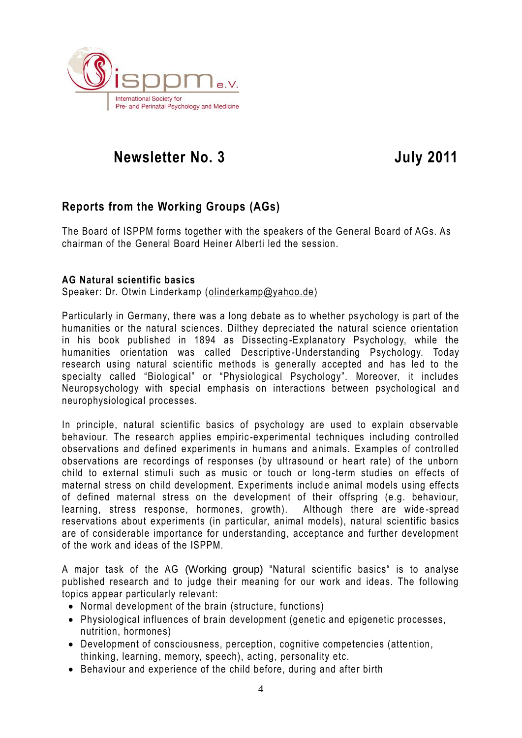ispppm e.V.
International Society for
Pre- and Perinatal Psychology and Medicine

# Newsletter No. 3 July 2011

## Reports from the Working Groups (AGs)

The Board of ISPPM forms together with the speakers of the General Board of AGs. As chairman of the General Board Heiner Alberti led the session.

### AG Natural scientific basics

Speaker: Dr. Otwin Linderkamp (olinderkamp@yahoo.de)

Particularly in Germany, there was a long debate as to whether psychology is part of the humanities or the natural sciences. Dilthey depreciated the natural science orientation in his book published in 1894 as Dissecting-Explanatory Psychology, while the humanities orientation was called Descriptive-Understanding Psychology. Today research using natural scientific methods is generally accepted and has led to the specialty called "Biological" or "Physiological Psychology". Moreover, it includes Neuropsychology with special emphasis on interactions between psychological and neurophysiological processes.

In principle, natural scientific basics of psychology are used to explain observable behaviour. The research applies empiric-experimental techniques including controlled observations and defined experiments in humans and animals. Examples of controlled observations are recordings of responses (by ultrasound or heart rate) of the unborn child to external stimuli such as music or touch or long-term studies on effects of maternal stress on child development. Experiments include animal models using effects of defined maternal stress on the development of their offspring (e.g. behaviour, learning, stress response, hormones, growth). Although there are wide-spread reservations about experiments (in particular, animal models), natural scientific basics are of considerable importance for understanding, acceptance and further development of the work and ideas of the ISPPM.

A major task of the AG (Working group) "Natural scientific basics" is to analyse published research and to judge their meaning for our work and ideas. The following topics appear particularly relevant:

- Normal development of the brain (structure, functions)
- Physiological influences of brain development (genetic and epigenetic processes, nutrition, hormones)
- Development of consciousness, perception, cognitive competencies (attention, thinking, learning, memory, speech), acting, personality etc.
- Behaviour and experience of the child before, during and after birth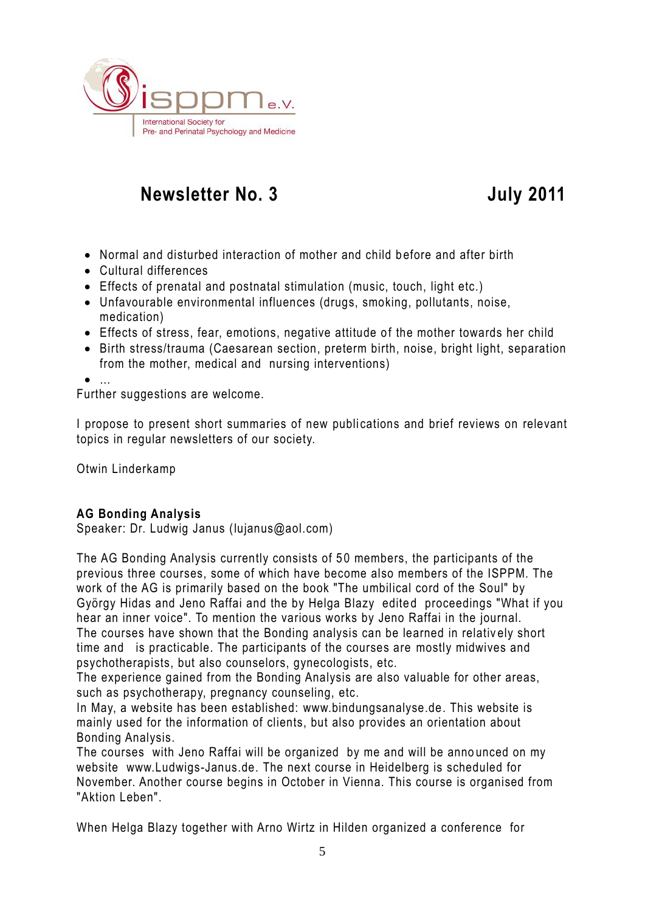isppm e.V.
International Society for
Pre- and Perinatal Psychology and Medicine

# Newsletter No. 3 July 2011

- Normal and disturbed interaction of mother and child before and after birth
- Cultural differences
- Effects of prenatal and postnatal stimulation (music, touch, light etc.)
- Unfavourable environmental influences (drugs, smoking, pollutants, noise, medication)
- Effects of stress, fear, emotions, negative attitude of the mother towards her child
- Birth stress/trauma (Caesarean section, preterm birth, noise, bright light, separation from the mother, medical and nursing interventions)
- ...

Further suggestions are welcome.

I propose to present short summaries of new publications and brief reviews on relevant topics in regular newsletters of our society.

Otwin Linderkamp

**AG Bonding Analysis**
Speaker: Dr. Ludwig Janus (lujanus@aol.com)

The AG Bonding Analysis currently consists of 50 members, the participants of the previous three courses, some of which have become also members of the ISPPM. The work of the AG is primarily based on the book "The umbilical cord of the Soul" by György Hidas and Jeno Raffai and the by Helga Blazy edited proceedings "What if you hear an inner voice". To mention the various works by Jeno Raffai in the journal.
The courses have shown that the Bonding analysis can be learned in relatively short time and is practicable. The participants of the courses are mostly midwives and psychotherapists, but also counselors, gynecologists, etc.
The experience gained from the Bonding Analysis are also valuable for other areas, such as psychotherapy, pregnancy counseling, etc.
In May, a website has been established: www.bindungsanalyse.de. This website is mainly used for the information of clients, but also provides an orientation about Bonding Analysis.
The courses with Jeno Raffai will be organized by me and will be announced on my website www.Ludwigs-Janus.de. The next course in Heidelberg is scheduled for November. Another course begins in October in Vienna. This course is organised from "Aktion Leben".

When Helga Blazy together with Arno Wirtz in Hilden organized a conference for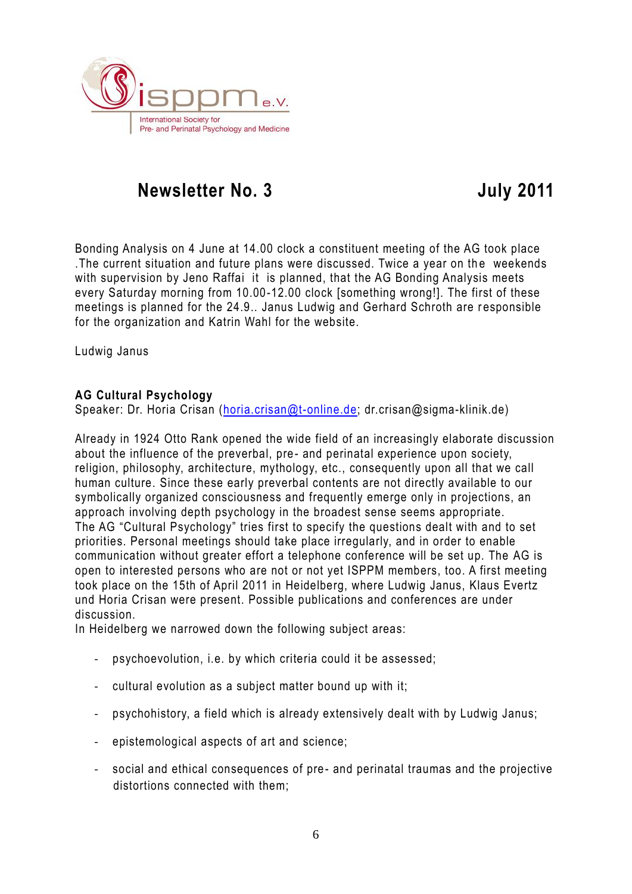# Newsletter No. 3 July 2011

Bonding Analysis on 4 June at 14.00 clock a constituent meeting of the AG took place .The current situation and future plans were discussed. Twice a year on the weekends with supervision by Jeno Raffai it is planned, that the AG Bonding Analysis meets every Saturday morning from 10.00-12.00 clock [something wrong!]. The first of these meetings is planned for the 24.9.. Janus Ludwig and Gerhard Schroth are responsible for the organization and Katrin Wahl for the website.

Ludwig Janus

**AG Cultural Psychology**
Speaker: Dr. Horia Crisan (horia.crisan@t-online.de; dr.crisan@sigma-klinik.de)

Already in 1924 Otto Rank opened the wide field of an increasingly elaborate discussion about the influence of the preverbal, pre- and perinatal experience upon society, religion, philosophy, architecture, mythology, etc., consequently upon all that we call human culture. Since these early preverbal contents are not directly available to our symbolically organized consciousness and frequently emerge only in projections, an approach involving depth psychology in the broadest sense seems appropriate.
The AG "Cultural Psychology" tries first to specify the questions dealt with and to set priorities. Personal meetings should take place irregularly, and in order to enable communication without greater effort a telephone conference will be set up. The AG is open to interested persons who are not or not yet ISPPM members, too. A first meeting took place on the 15th of April 2011 in Heidelberg, where Ludwig Janus, Klaus Evertz und Horia Crisan were present. Possible publications and conferences are under discussion.
In Heidelberg we narrowed down the following subject areas:

- psychoevolution, i.e. by which criteria could it be assessed;
- cultural evolution as a subject matter bound up with it;
- psychohistory, a field which is already extensively dealt with by Ludwig Janus;
- epistemological aspects of art and science;
- social and ethical consequences of pre- and perinatal traumas and the projective distortions connected with them;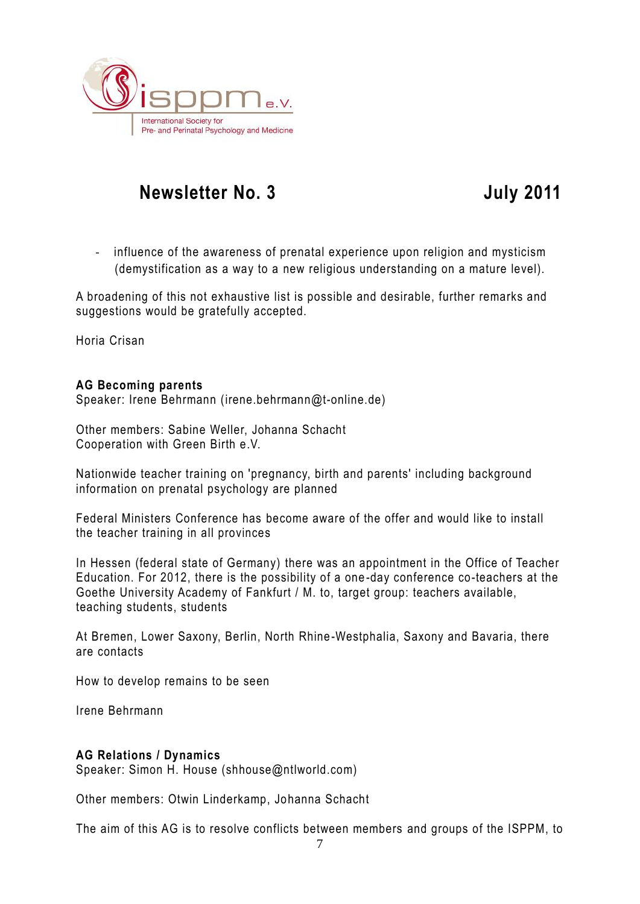- influence of the awareness of prenatal experience upon religion and mysticism (demystification as a way to a new religious understanding on a mature level).

A broadening of this not exhaustive list is possible and desirable, further remarks and suggestions would be gratefully accepted.

Horia Crisan

**AG Becoming parents**
Speaker: Irene Behrmann (irene.behrmann@t-online.de)

Other members: Sabine Weller, Johanna Schacht
Cooperation with Green Birth e.V.

Nationwide teacher training on 'pregnancy, birth and parents' including background information on prenatal psychology are planned

Federal Ministers Conference has become aware of the offer and would like to install the teacher training in all provinces

In Hessen (federal state of Germany) there was an appointment in the Office of Teacher Education. For 2012, there is the possibility of a one-day conference co-teachers at the Goethe University Academy of Fankfurt / M. to, target group: teachers available, teaching students, students

At Bremen, Lower Saxony, Berlin, North Rhine-Westphalia, Saxony and Bavaria, there are contacts

How to develop remains to be seen

Irene Behrmann

**AG Relations / Dynamics**
Speaker: Simon H. House (shhouse@ntlworld.com)

Other members: Otwin Linderkamp, Johanna Schacht

The aim of this AG is to resolve conflicts between members and groups of the ISPPM, to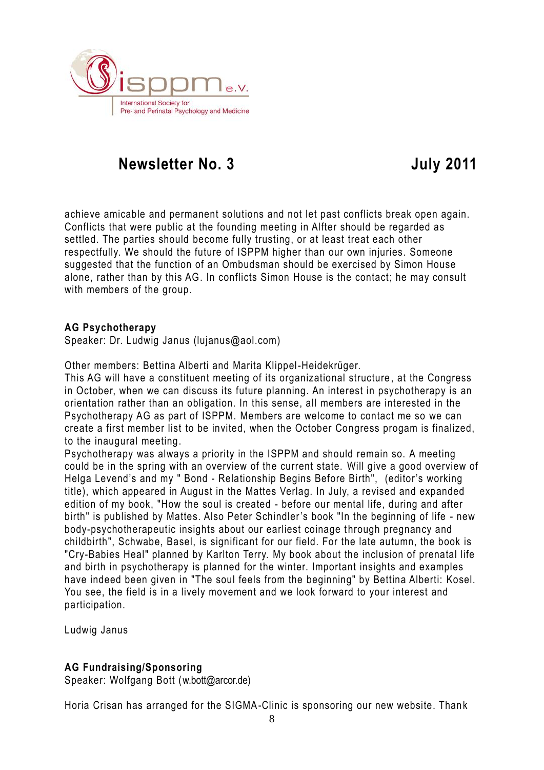achieve amicable and permanent solutions and not let past conflicts break open again. Conflicts that were public at the founding meeting in Alfter should be regarded as settled. The parties should become fully trusting, or at least treat each other respectfully. We should the future of ISPPM higher than our own injuries. Someone suggested that the function of an Ombudsman should be exercised by Simon House alone, rather than by this AG. In conflicts Simon House is the contact; he may consult with members of the group.

**AG Psychotherapy**
Speaker: Dr. Ludwig Janus (lujanus@aol.com)

Other members: Bettina Alberti and Marita Klippel-Heidekrüger.
This AG will have a constituent meeting of its organizational structure, at the Congress in October, when we can discuss its future planning. An interest in psychotherapy is an orientation rather than an obligation. In this sense, all members are interested in the Psychotherapy AG as part of ISPPM. Members are welcome to contact me so we can create a first member list to be invited, when the October Congress progam is finalized, to the inaugural meeting.
Psychotherapy was always a priority in the ISPPM and should remain so. A meeting could be in the spring with an overview of the current state. Will give a good overview of Helga Levend's and my " Bond - Relationship Begins Before Birth", (editor's working title), which appeared in August in the Mattes Verlag. In July, a revised and expanded edition of my book, "How the soul is created - before our mental life, during and after birth" is published by Mattes. Also Peter Schindler's book "In the beginning of life - new body-psychotherapeutic insights about our earliest coinage through pregnancy and childbirth", Schwabe, Basel, is significant for our field. For the late autumn, the book is "Cry-Babies Heal" planned by Karlton Terry. My book about the inclusion of prenatal life and birth in psychotherapy is planned for the winter. Important insights and examples have indeed been given in "The soul feels from the beginning" by Bettina Alberti: Kosel. You see, the field is in a lively movement and we look forward to your interest and participation.

Ludwig Janus

**AG Fundraising/Sponsoring**
Speaker: Wolfgang Bott (w.bott@arcor.de)

Horia Crisan has arranged for the SIGMA-Clinic is sponsoring our new website. Thank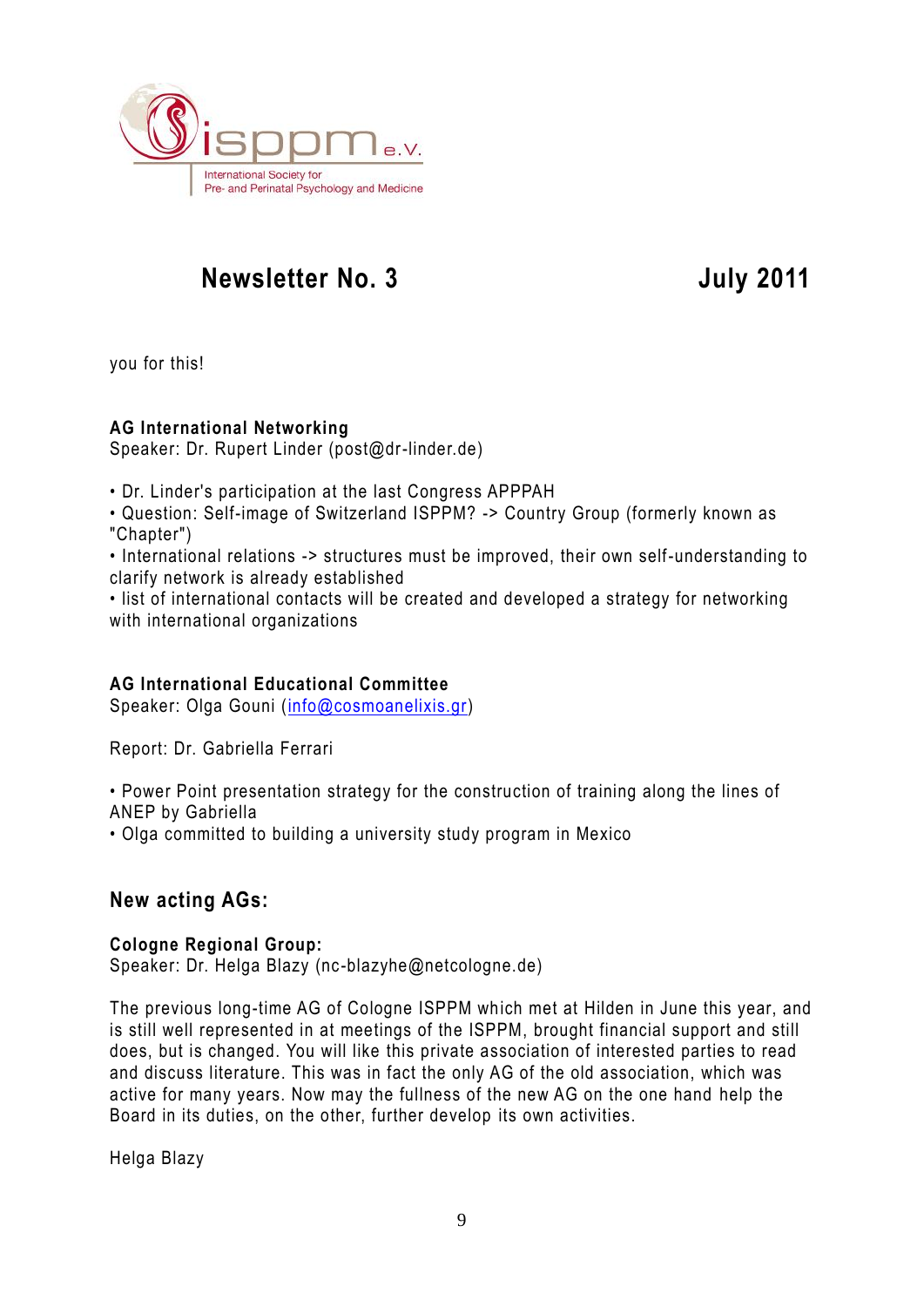you for this!

**AG International Networking**
Speaker: Dr. Rupert Linder (post@dr-linder.de)

- Dr. Linder's participation at the last Congress APPPAH
- Question: Self-image of Switzerland ISPPM? -> Country Group (formerly known as "Chapter")
- International relations -> structures must be improved, their own self-understanding to clarify network is already established
- list of international contacts will be created and developed a strategy for networking with international organizations

**AG International Educational Committee**
Speaker: Olga Gouni (info@cosmoanelixis.gr)

Report: Dr. Gabriella Ferrari

- Power Point presentation strategy for the construction of training along the lines of ANEP by Gabriella
- Olga committed to building a university study program in Mexico

## New acting AGs:

**Cologne Regional Group:**
Speaker: Dr. Helga Blazy (nc-blazyhe@netcologne.de)

The previous long-time AG of Cologne ISPPM which met at Hilden in June this year, and is still well represented in at meetings of the ISPPM, brought financial support and still does, but is changed. You will like this private association of interested parties to read and discuss literature. This was in fact the only AG of the old association, which was active for many years. Now may the fullness of the new AG on the one hand help the Board in its duties, on the other, further develop its own activities.

Helga Blazy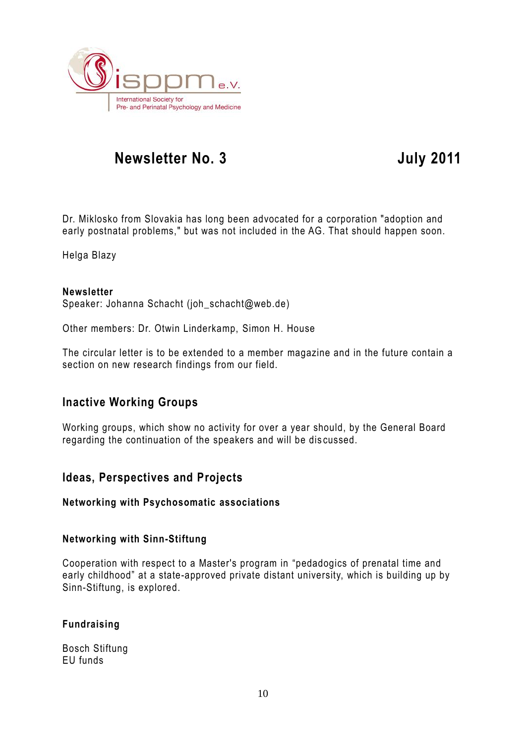Dr. Miklosko from Slovakia has long been advocated for a corporation "adoption and early postnatal problems," but was not included in the AG. That should happen soon.

Helga Blazy

**Newsletter**
Speaker: Johanna Schacht (joh_schacht@web.de)

Other members: Dr. Otwin Linderkamp, Simon H. House

The circular letter is to be extended to a member magazine and in the future contain a section on new research findings from our field.

## Inactive Working Groups

Working groups, which show no activity for over a year should, by the General Board regarding the continuation of the speakers and will be discussed.

## Ideas, Perspectives and Projects

### Networking with Psychosomatic associations

### Networking with Sinn-Stiftung

Cooperation with respect to a Master's program in “pedagogics of prenatal time and early childhood” at a state-approved private distant university, which is building up by Sinn-Stiftung, is explored.

### Fundraising

Bosch Stiftung
EU funds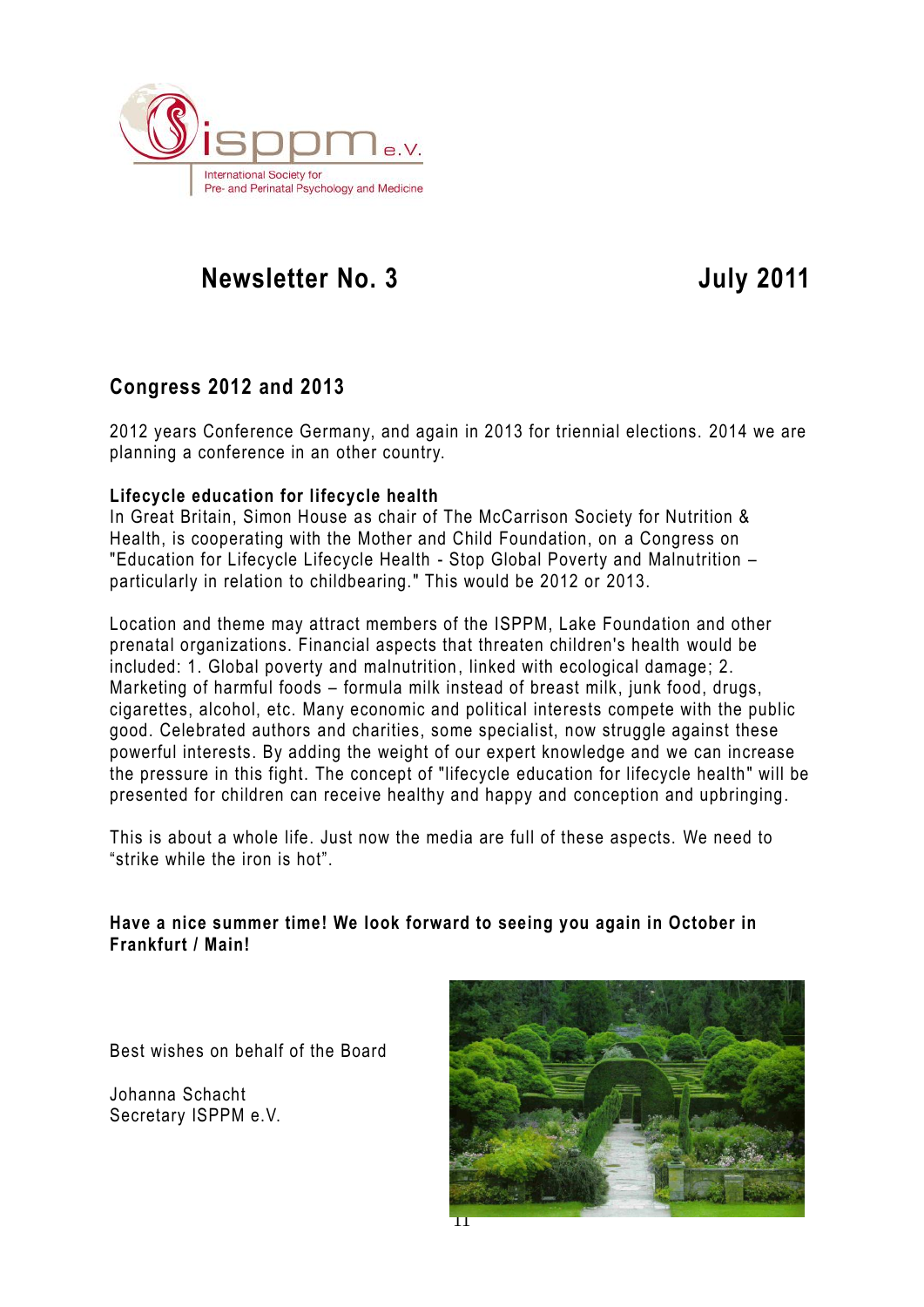isppm e.V.
International Society for
Pre- and Perinatal Psychology and Medicine

# Newsletter No. 3 July 2011

## Congress 2012 and 2013

2012 years Conference Germany, and again in 2013 for triennial elections. 2014 we are planning a conference in an other country.

**Lifecycle education for lifecycle health**
In Great Britain, Simon House as chair of The McCarrison Society for Nutrition & Health, is cooperating with the Mother and Child Foundation, on a Congress on "Education for Lifecycle Lifecycle Health - Stop Global Poverty and Malnutrition – particularly in relation to childbearing." This would be 2012 or 2013.

Location and theme may attract members of the ISPPM, Lake Foundation and other prenatal organizations. Financial aspects that threaten children's health would be included: 1. Global poverty and malnutrition, linked with ecological damage; 2. Marketing of harmful foods – formula milk instead of breast milk, junk food, drugs, cigarettes, alcohol, etc. Many economic and political interests compete with the public good. Celebrated authors and charities, some specialist, now struggle against these powerful interests. By adding the weight of our expert knowledge and we can increase the pressure in this fight. The concept of "lifecycle education for lifecycle health" will be presented for children can receive healthy and happy and conception and upbringing.

This is about a whole life. Just now the media are full of these aspects. We need to "strike while the iron is hot".

**Have a nice summer time! We look forward to seeing you again in October in Frankfurt / Main!**

Best wishes on behalf of the Board

Johanna Schacht
Secretary ISPPM e.V.